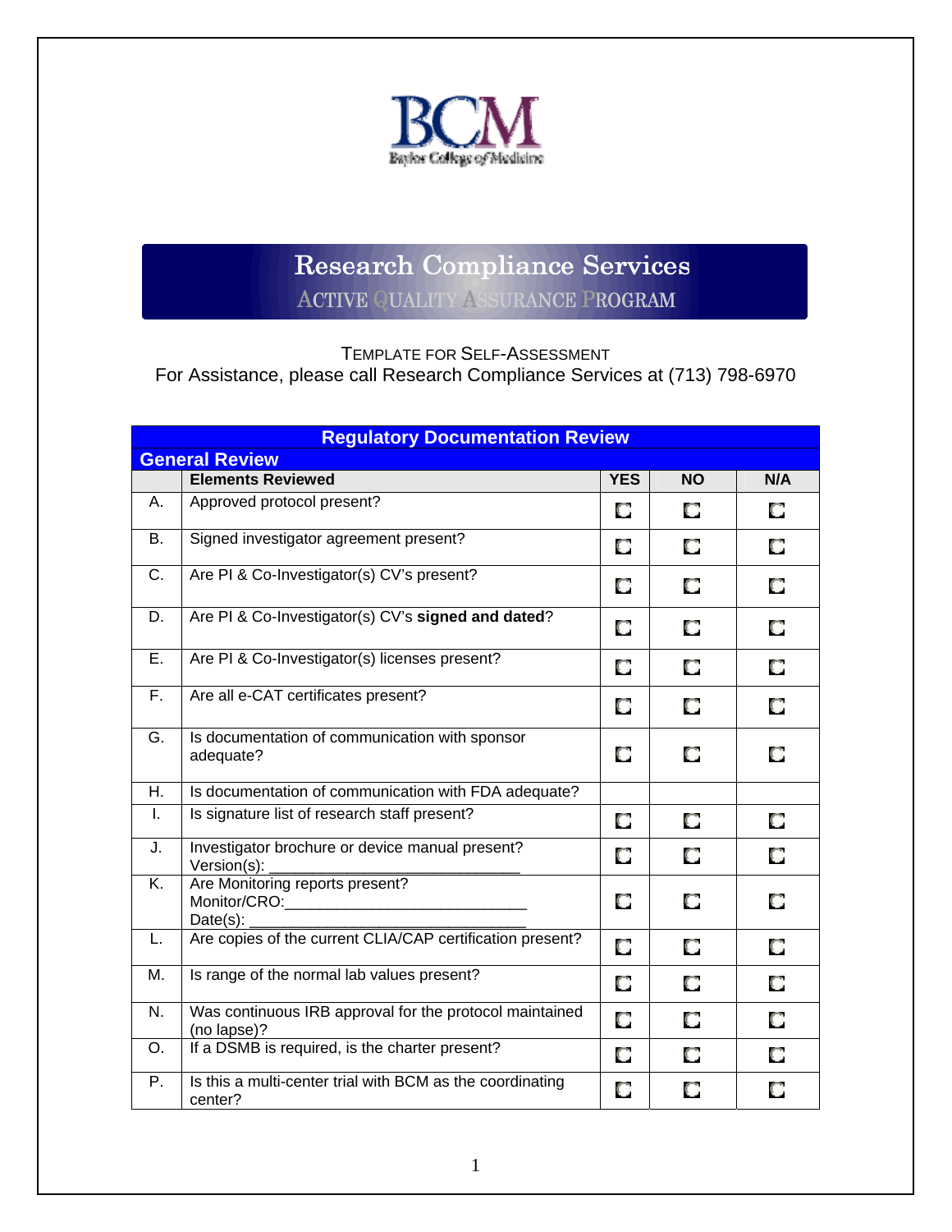BCM

Baylor College of Medicine

# Research Compliance Services

ACTIVE QUALITY ASSURANCE PROGRAM

TEMPLATE FOR SELF-ASSESSMENT

For Assistance, please call Research Compliance Services at (713) 798-6970

## Regulatory Documentation Review

### General Review

| | Elements Reviewed | YES | NO | N/A |
|---|---|---|---|---|
| A. | Approved protocol present? | ☐ | ☐ | ☐ |
| B. | Signed investigator agreement present? | ☐ | ☐ | ☐ |
| C. | Are PI & Co-Investigator(s) CV's present? | ☐ | ☐ | ☐ |
| D. | Are PI & Co-Investigator(s) CV's **signed and dated**? | ☐ | ☐ | ☐ |
| E. | Are PI & Co-Investigator(s) licenses present? | ☐ | ☐ | ☐ |
| F. | Are all e-CAT certificates present? | ☐ | ☐ | ☐ |
| G. | Is documentation of communication with sponsor adequate? | ☐ | ☐ | ☐ |
| H. | Is documentation of communication with FDA adequate? | | | |
| I. | Is signature list of research staff present? | ☐ | ☐ | ☐ |
| J. | Investigator brochure or device manual present? Version(s): ____________________________ | ☐ | ☐ | ☐ |
| K. | Are Monitoring reports present? Monitor/CRO:____________________________ Date(s): _______________________________ | ☐ | ☐ | ☐ |
| L. | Are copies of the current CLIA/CAP certification present? | ☐ | ☐ | ☐ |
| M. | Is range of the normal lab values present? | ☐ | ☐ | ☐ |
| N. | Was continuous IRB approval for the protocol maintained (no lapse)? | ☐ | ☐ | ☐ |
| O. | If a DSMB is required, is the charter present? | ☐ | ☐ | ☐ |
| P. | Is this a multi-center trial with BCM as the coordinating center? | ☐ | ☐ | ☐ |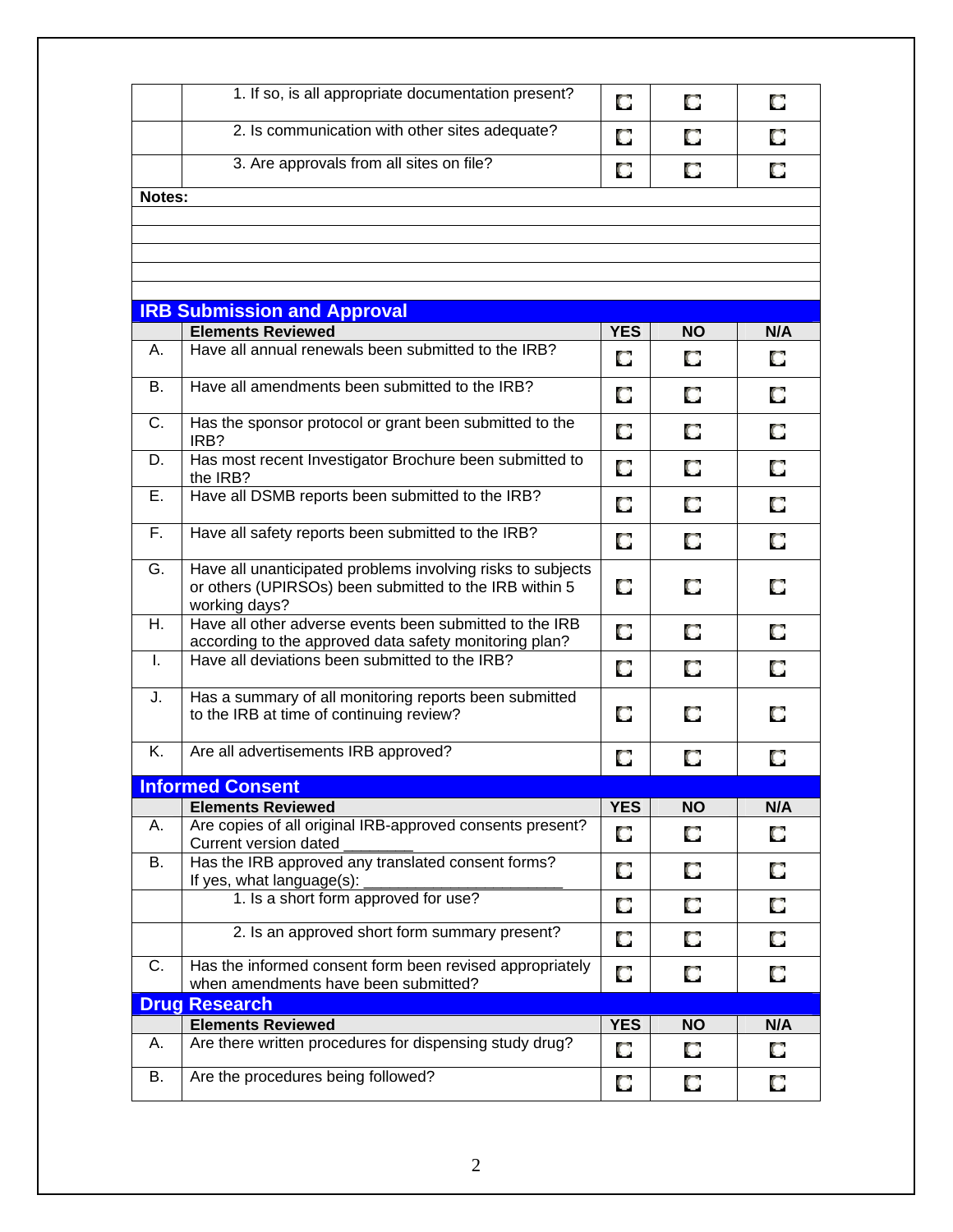| | | | | |
|---|---|---|---|---|
| | 1. If so, is all appropriate documentation present? | ☐ | ☐ | ☐ |
| | 2. Is communication with other sites adequate? | ☐ | ☐ | ☐ |
| | 3. Are approvals from all sites on file? | ☐ | ☐ | ☐ |

**Notes:**

## IRB Submission and Approval

| | Elements Reviewed | YES | NO | N/A |
|---|---|---|---|---|
| A. | Have all annual renewals been submitted to the IRB? | ☐ | ☐ | ☐ |
| B. | Have all amendments been submitted to the IRB? | ☐ | ☐ | ☐ |
| C. | Has the sponsor protocol or grant been submitted to the IRB? | ☐ | ☐ | ☐ |
| D. | Has most recent Investigator Brochure been submitted to the IRB? | ☐ | ☐ | ☐ |
| E. | Have all DSMB reports been submitted to the IRB? | ☐ | ☐ | ☐ |
| F. | Have all safety reports been submitted to the IRB? | ☐ | ☐ | ☐ |
| G. | Have all unanticipated problems involving risks to subjects or others (UPIRSOs) been submitted to the IRB within 5 working days? | ☐ | ☐ | ☐ |
| H. | Have all other adverse events been submitted to the IRB according to the approved data safety monitoring plan? | ☐ | ☐ | ☐ |
| I. | Have all deviations been submitted to the IRB? | ☐ | ☐ | ☐ |
| J. | Has a summary of all monitoring reports been submitted to the IRB at time of continuing review? | ☐ | ☐ | ☐ |
| K. | Are all advertisements IRB approved? | ☐ | ☐ | ☐ |

## Informed Consent

| | Elements Reviewed | YES | NO | N/A |
|---|---|---|---|---|
| A. | Are copies of all original IRB-approved consents present? Current version dated ________ | ☐ | ☐ | ☐ |
| B. | Has the IRB approved any translated consent forms? If yes, what language(s): ______________________ | ☐ | ☐ | ☐ |
| | 1. Is a short form approved for use? | ☐ | ☐ | ☐ |
| | 2. Is an approved short form summary present? | ☐ | ☐ | ☐ |
| C. | Has the informed consent form been revised appropriately when amendments have been submitted? | ☐ | ☐ | ☐ |

## Drug Research

| | Elements Reviewed | YES | NO | N/A |
|---|---|---|---|---|
| A. | Are there written procedures for dispensing study drug? | ☐ | ☐ | ☐ |
| B. | Are the procedures being followed? | ☐ | ☐ | ☐ |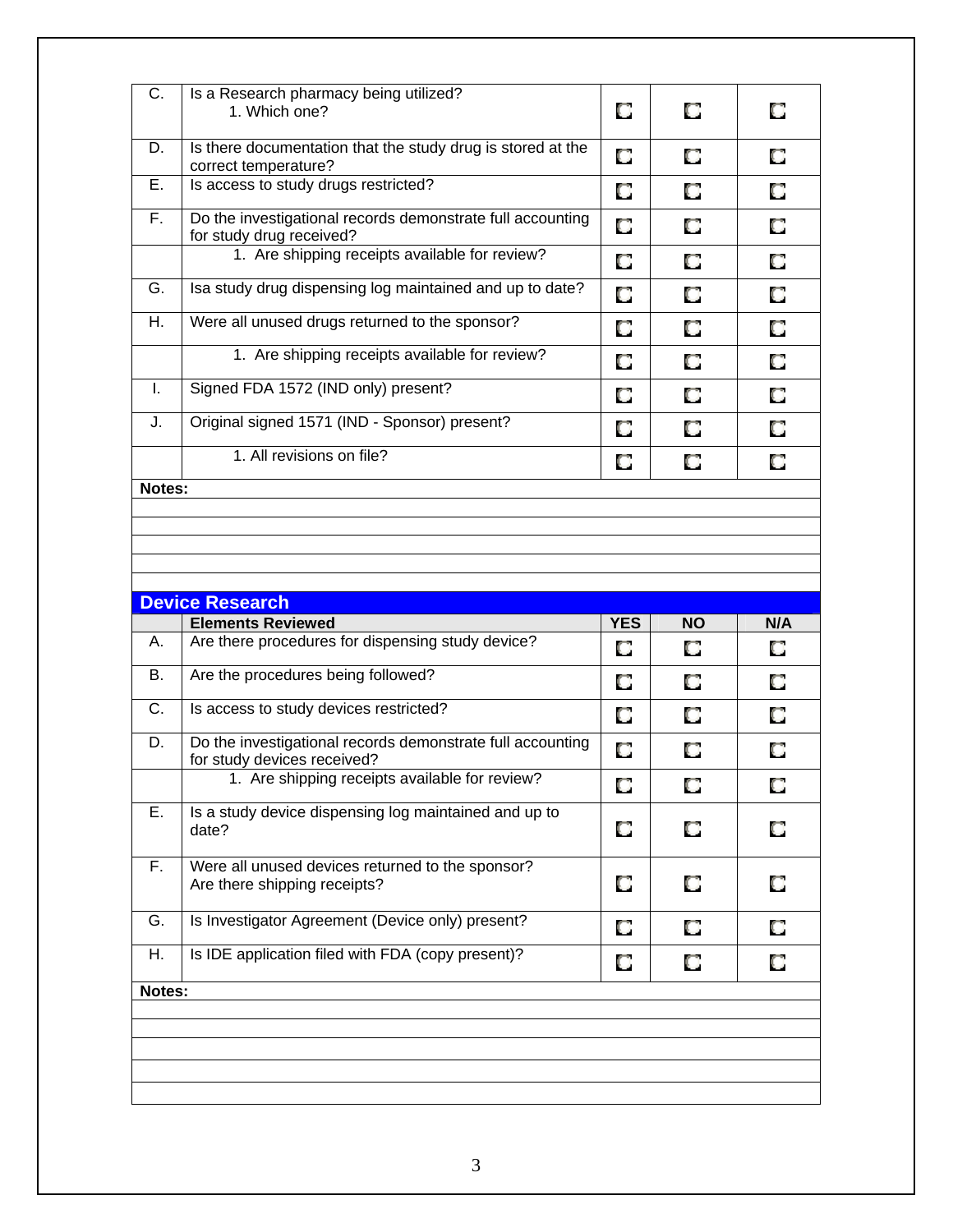| | | | | |
|---|---|---|---|---|
| C. | Is a Research pharmacy being utilized?<br>1. Which one? | ☐ | ☐ | ☐ |
| D. | Is there documentation that the study drug is stored at the correct temperature? | ☐ | ☐ | ☐ |
| E. | Is access to study drugs restricted? | ☐ | ☐ | ☐ |
| F. | Do the investigational records demonstrate full accounting for study drug received? | ☐ | ☐ | ☐ |
| | 1. Are shipping receipts available for review? | ☐ | ☐ | ☐ |
| G. | Isa study drug dispensing log maintained and up to date? | ☐ | ☐ | ☐ |
| H. | Were all unused drugs returned to the sponsor? | ☐ | ☐ | ☐ |
| | 1. Are shipping receipts available for review? | ☐ | ☐ | ☐ |
| I. | Signed FDA 1572 (IND only) present? | ☐ | ☐ | ☐ |
| J. | Original signed 1571 (IND - Sponsor) present? | ☐ | ☐ | ☐ |
| | 1. All revisions on file? | ☐ | ☐ | ☐ |

**Notes:**

## Device Research

| | Elements Reviewed | YES | NO | N/A |
|---|---|---|---|---|
| A. | Are there procedures for dispensing study device? | ☐ | ☐ | ☐ |
| B. | Are the procedures being followed? | ☐ | ☐ | ☐ |
| C. | Is access to study devices restricted? | ☐ | ☐ | ☐ |
| D. | Do the investigational records demonstrate full accounting for study devices received? | ☐ | ☐ | ☐ |
| | 1. Are shipping receipts available for review? | ☐ | ☐ | ☐ |
| E. | Is a study device dispensing log maintained and up to date? | ☐ | ☐ | ☐ |
| F. | Were all unused devices returned to the sponsor? Are there shipping receipts? | ☐ | ☐ | ☐ |
| G. | Is Investigator Agreement (Device only) present? | ☐ | ☐ | ☐ |
| H. | Is IDE application filed with FDA (copy present)? | ☐ | ☐ | ☐ |

**Notes:**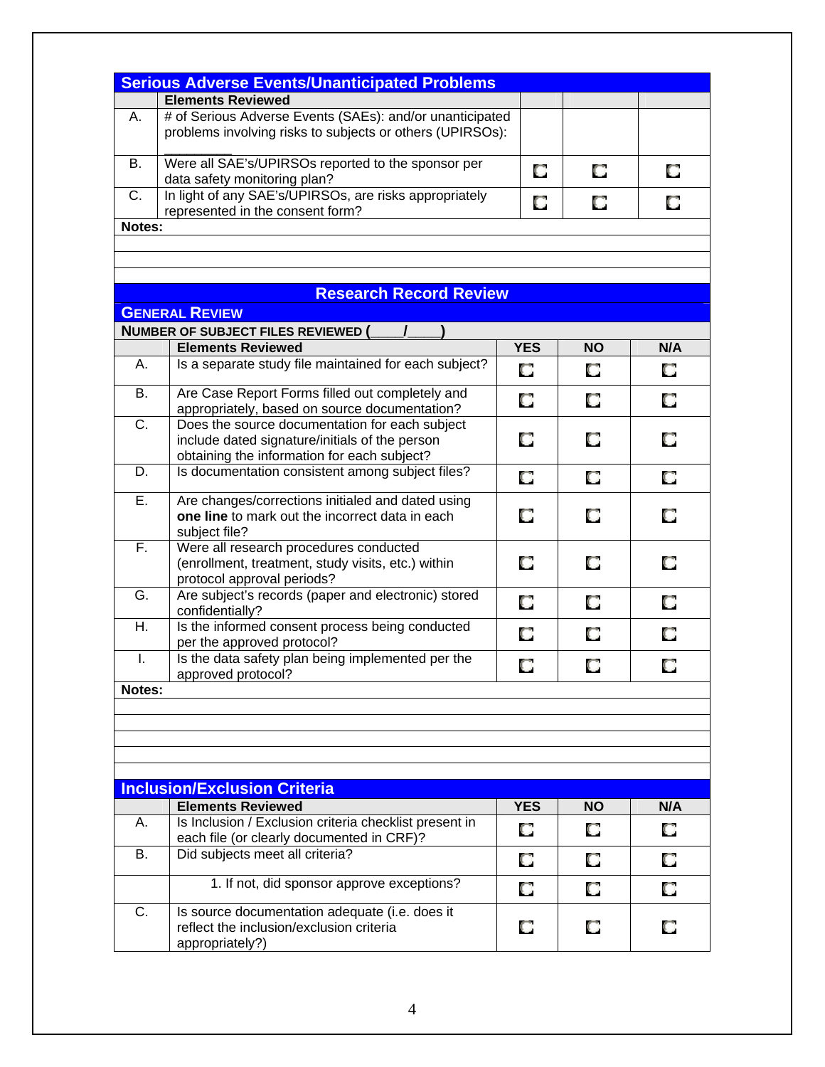## Serious Adverse Events/Unanticipated Problems

| | Elements Reviewed | | | |
|---|---|---|---|---|
| A. | # of Serious Adverse Events (SAEs): and/or unanticipated problems involving risks to subjects or others (UPIRSOs): ________ | | | |
| B. | Were all SAE's/UPIRSOs reported to the sponsor per data safety monitoring plan? | ☐ | ☐ | ☐ |
| C. | In light of any SAE's/UPIRSOs, are risks appropriately represented in the consent form? | ☐ | ☐ | ☐ |

**Notes:**

## Research Record Review

### General Review

**Number of Subject Files Reviewed (____/____)**

| | Elements Reviewed | YES | NO | N/A |
|---|---|---|---|---|
| A. | Is a separate study file maintained for each subject? | ☐ | ☐ | ☐ |
| B. | Are Case Report Forms filled out completely and appropriately, based on source documentation? | ☐ | ☐ | ☐ |
| C. | Does the source documentation for each subject include dated signature/initials of the person obtaining the information for each subject? | ☐ | ☐ | ☐ |
| D. | Is documentation consistent among subject files? | ☐ | ☐ | ☐ |
| E. | Are changes/corrections initialed and dated using **one line** to mark out the incorrect data in each subject file? | ☐ | ☐ | ☐ |
| F. | Were all research procedures conducted (enrollment, treatment, study visits, etc.) within protocol approval periods? | ☐ | ☐ | ☐ |
| G. | Are subject's records (paper and electronic) stored confidentially? | ☐ | ☐ | ☐ |
| H. | Is the informed consent process being conducted per the approved protocol? | ☐ | ☐ | ☐ |
| I. | Is the data safety plan being implemented per the approved protocol? | ☐ | ☐ | ☐ |

**Notes:**

## Inclusion/Exclusion Criteria

| | Elements Reviewed | YES | NO | N/A |
|---|---|---|---|---|
| A. | Is Inclusion / Exclusion criteria checklist present in each file (or clearly documented in CRF)? | ☐ | ☐ | ☐ |
| B. | Did subjects meet all criteria? | ☐ | ☐ | ☐ |
| | 1. If not, did sponsor approve exceptions? | ☐ | ☐ | ☐ |
| C. | Is source documentation adequate (i.e. does it reflect the inclusion/exclusion criteria appropriately?) | ☐ | ☐ | ☐ |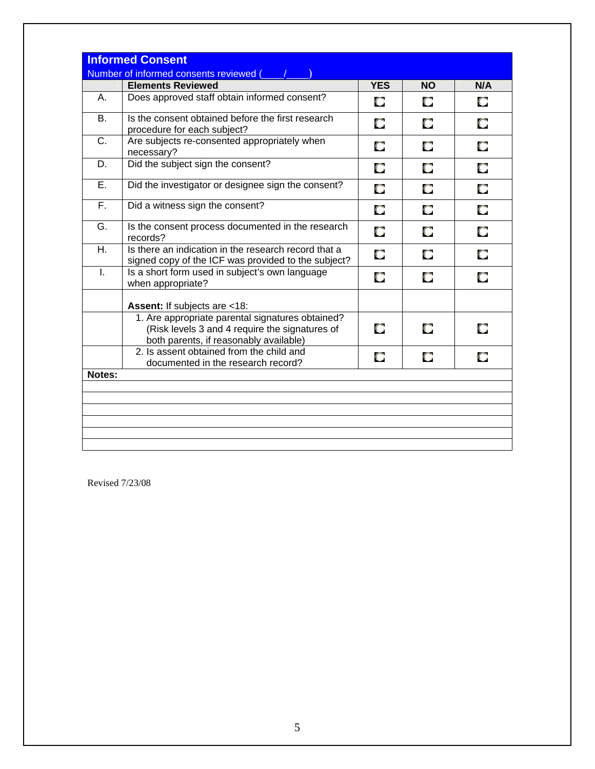## Informed Consent

Number of informed consents reviewed (\_\_\_\_/\_\_\_\_)

| | Elements Reviewed | YES | NO | N/A |
|---|---|---|---|---|
| A. | Does approved staff obtain informed consent? | ☐ | ☐ | ☐ |
| B. | Is the consent obtained before the first research procedure for each subject? | ☐ | ☐ | ☐ |
| C. | Are subjects re-consented appropriately when necessary? | ☐ | ☐ | ☐ |
| D. | Did the subject sign the consent? | ☐ | ☐ | ☐ |
| E. | Did the investigator or designee sign the consent? | ☐ | ☐ | ☐ |
| F. | Did a witness sign the consent? | ☐ | ☐ | ☐ |
| G. | Is the consent process documented in the research records? | ☐ | ☐ | ☐ |
| H. | Is there an indication in the research record that a signed copy of the ICF was provided to the subject? | ☐ | ☐ | ☐ |
| I. | Is a short form used in subject's own language when appropriate? | ☐ | ☐ | ☐ |
| | **Assent:** If subjects are <18: | | | |
| | 1. Are appropriate parental signatures obtained? (Risk levels 3 and 4 require the signatures of both parents, if reasonably available) | ☐ | ☐ | ☐ |
| | 2. Is assent obtained from the child and documented in the research record? | ☐ | ☐ | ☐ |

**Notes:**

Revised 7/23/08